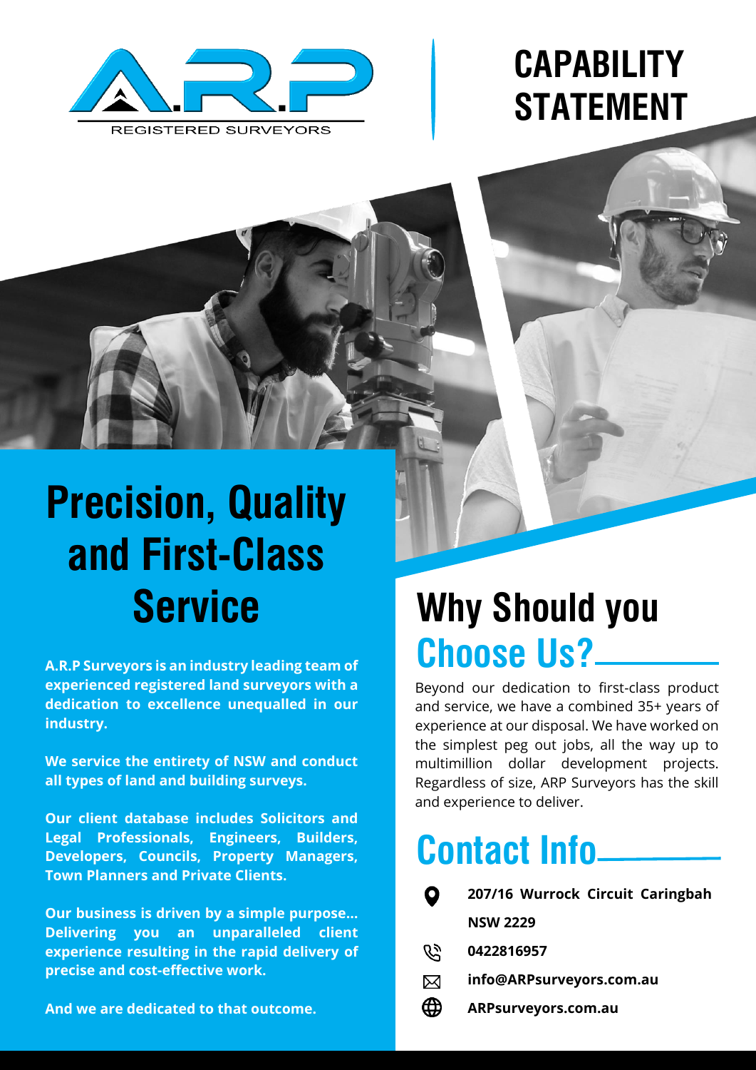A.R.P

REGISTERED SURVEYORS

# CAPABILITY STATEMENT

## Precision, Quality and First-Class Service

**A.R.P Surveyors is an industry leading team of experienced registered land surveyors with a dedication to excellence unequalled in our industry.**

**We service the entirety of NSW and conduct all types of land and building surveys.**

**Our client database includes Solicitors and Legal Professionals, Engineers, Builders, Developers, Councils, Property Managers, Town Planners and Private Clients.**

**Our business is driven by a simple purpose... Delivering you an unparalleled client experience resulting in the rapid delivery of precise and cost-effective work.**

**And we are dedicated to that outcome.**

## Why Should you Choose Us?

Beyond our dedication to first-class product and service, we have a combined 35+ years of experience at our disposal. We have worked on the simplest peg out jobs, all the way up to multimillion dollar development projects. Regardless of size, ARP Surveyors has the skill and experience to deliver.

## Contact Info

**207/16 Wurrock Circuit Caringbah NSW 2229**

**0422816957**

**info@ARPsurveyors.com.au**

**ARPsurveyors.com.au**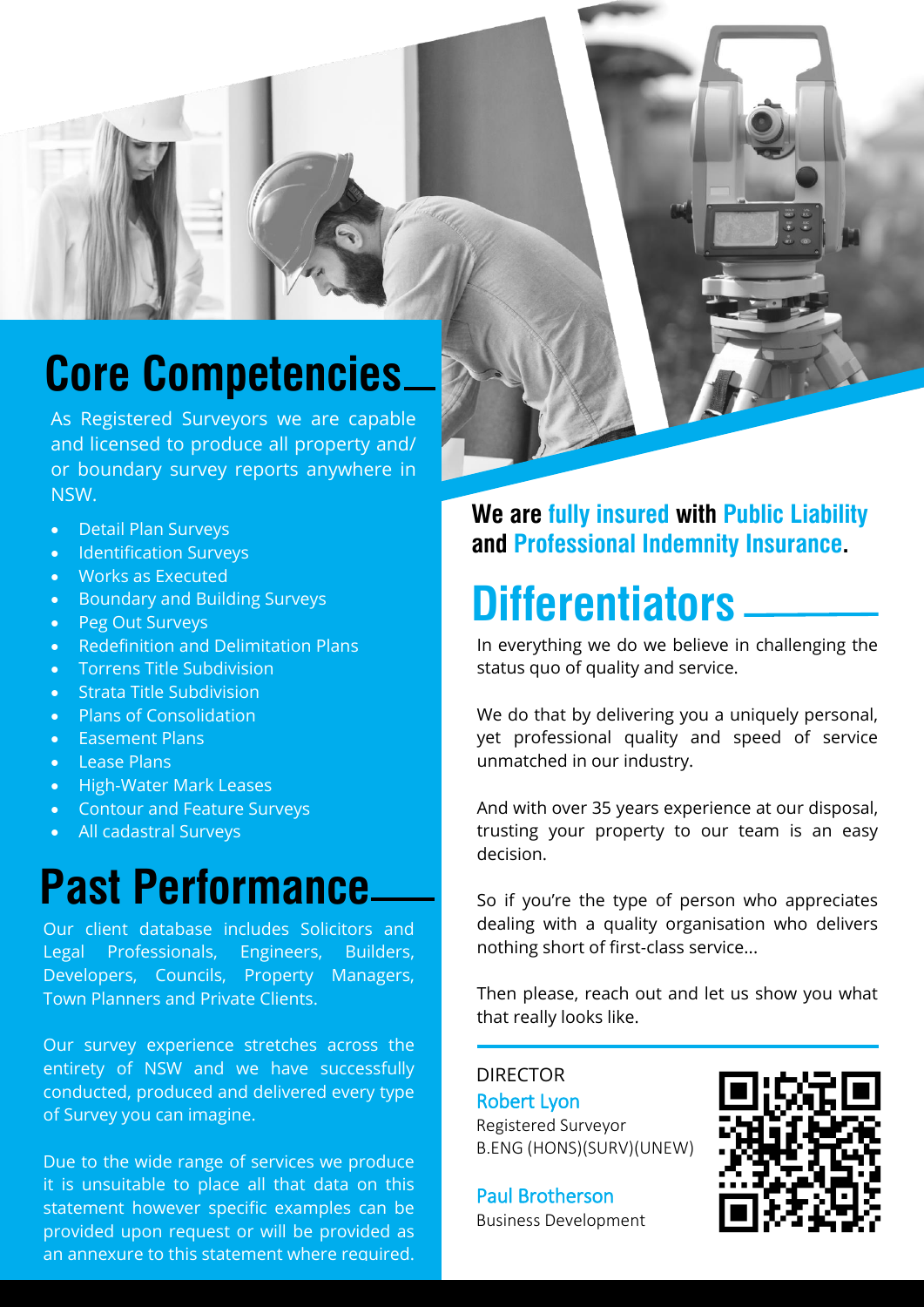## Core Competencies

As Registered Surveyors we are capable and licensed to produce all property and/ or boundary survey reports anywhere in NSW.

- Detail Plan Surveys
- Identification Surveys
- Works as Executed
- Boundary and Building Surveys
- Peg Out Surveys
- Redefinition and Delimitation Plans
- Torrens Title Subdivision
- Strata Title Subdivision
- Plans of Consolidation
- Easement Plans
- Lease Plans
- High-Water Mark Leases
- Contour and Feature Surveys
- All cadastral Surveys

## Past Performance

Our client database includes Solicitors and Legal Professionals, Engineers, Builders, Developers, Councils, Property Managers, Town Planners and Private Clients.

Our survey experience stretches across the entirety of NSW and we have successfully conducted, produced and delivered every type of Survey you can imagine.

Due to the wide range of services we produce it is unsuitable to place all that data on this statement however specific examples can be provided upon request or will be provided as an annexure to this statement where required.

**We are fully insured with Public Liability and Professional Indemnity Insurance.**

## Differentiators

In everything we do we believe in challenging the status quo of quality and service.

We do that by delivering you a uniquely personal, yet professional quality and speed of service unmatched in our industry.

And with over 35 years experience at our disposal, trusting your property to our team is an easy decision.

So if you're the type of person who appreciates dealing with a quality organisation who delivers nothing short of first-class service...

Then please, reach out and let us show you what that really looks like.

DIRECTOR
Robert Lyon
Registered Surveyor
B.ENG (HONS)(SURV)(UNEW)

Paul Brotherson
Business Development